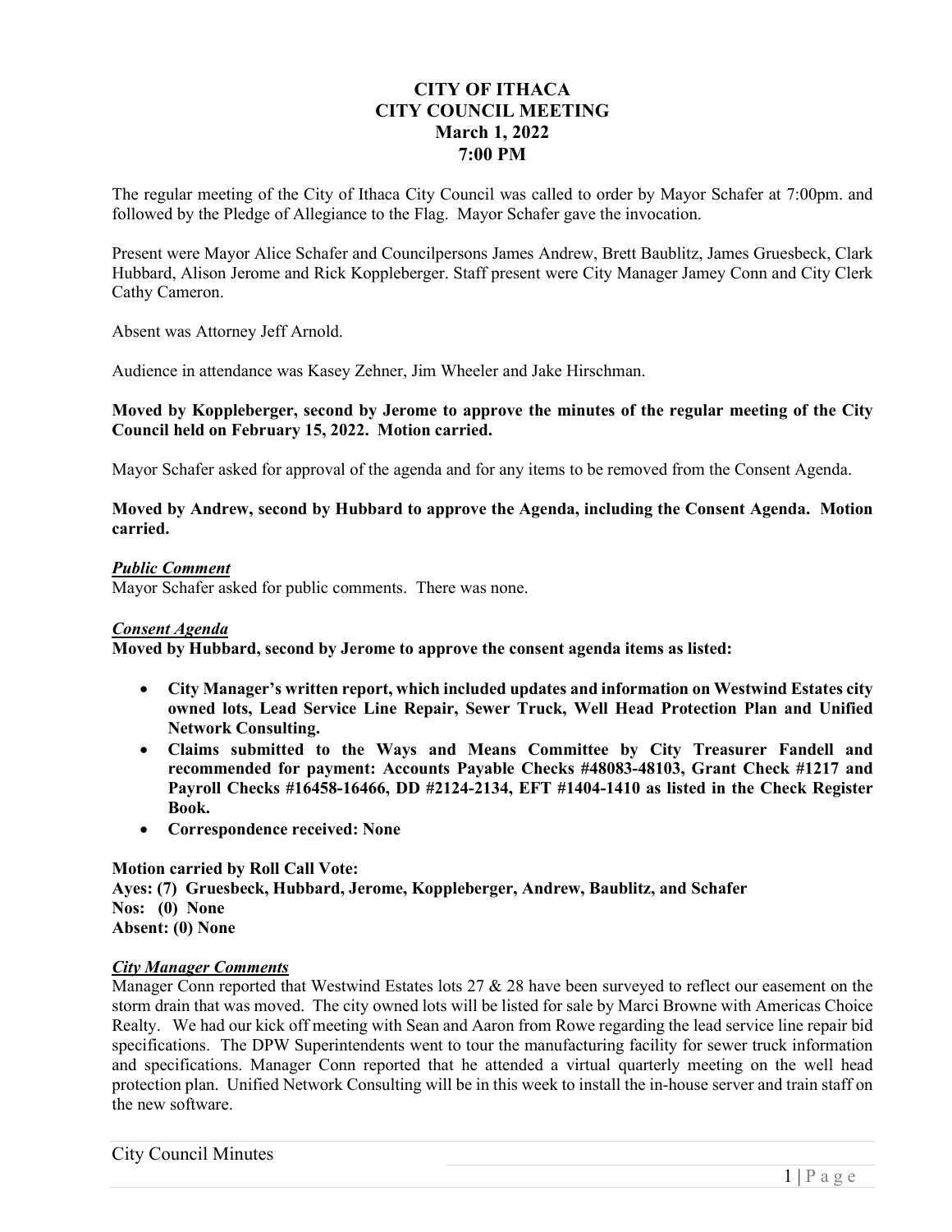# CITY OF ITHACA
# CITY COUNCIL MEETING
## March 1, 2022
## 7:00 PM

The regular meeting of the City of Ithaca City Council was called to order by Mayor Schafer at 7:00pm. and followed by the Pledge of Allegiance to the Flag. Mayor Schafer gave the invocation.

Present were Mayor Alice Schafer and Councilpersons James Andrew, Brett Baublitz, James Gruesbeck, Clark Hubbard, Alison Jerome and Rick Koppleberger. Staff present were City Manager Jamey Conn and City Clerk Cathy Cameron.

Absent was Attorney Jeff Arnold.

Audience in attendance was Kasey Zehner, Jim Wheeler and Jake Hirschman.

**Moved by Koppleberger, second by Jerome to approve the minutes of the regular meeting of the City Council held on February 15, 2022. Motion carried.**

Mayor Schafer asked for approval of the agenda and for any items to be removed from the Consent Agenda.

**Moved by Andrew, second by Hubbard to approve the Agenda, including the Consent Agenda. Motion carried.**

***Public Comment***
Mayor Schafer asked for public comments. There was none.

***Consent Agenda***
**Moved by Hubbard, second by Jerome to approve the consent agenda items as listed:**

- **City Manager's written report, which included updates and information on Westwind Estates city owned lots, Lead Service Line Repair, Sewer Truck, Well Head Protection Plan and Unified Network Consulting.**
- **Claims submitted to the Ways and Means Committee by City Treasurer Fandell and recommended for payment: Accounts Payable Checks #48083-48103, Grant Check #1217 and Payroll Checks #16458-16466, DD #2124-2134, EFT #1404-1410 as listed in the Check Register Book.**
- **Correspondence received: None**

**Motion carried by Roll Call Vote:**
**Ayes: (7) Gruesbeck, Hubbard, Jerome, Koppleberger, Andrew, Baublitz, and Schafer**
**Nos: (0) None**
**Absent: (0) None**

***City Manager Comments***
Manager Conn reported that Westwind Estates lots 27 & 28 have been surveyed to reflect our easement on the storm drain that was moved. The city owned lots will be listed for sale by Marci Browne with Americas Choice Realty. We had our kick off meeting with Sean and Aaron from Rowe regarding the lead service line repair bid specifications. The DPW Superintendents went to tour the manufacturing facility for sewer truck information and specifications. Manager Conn reported that he attended a virtual quarterly meeting on the well head protection plan. Unified Network Consulting will be in this week to install the in-house server and train staff on the new software.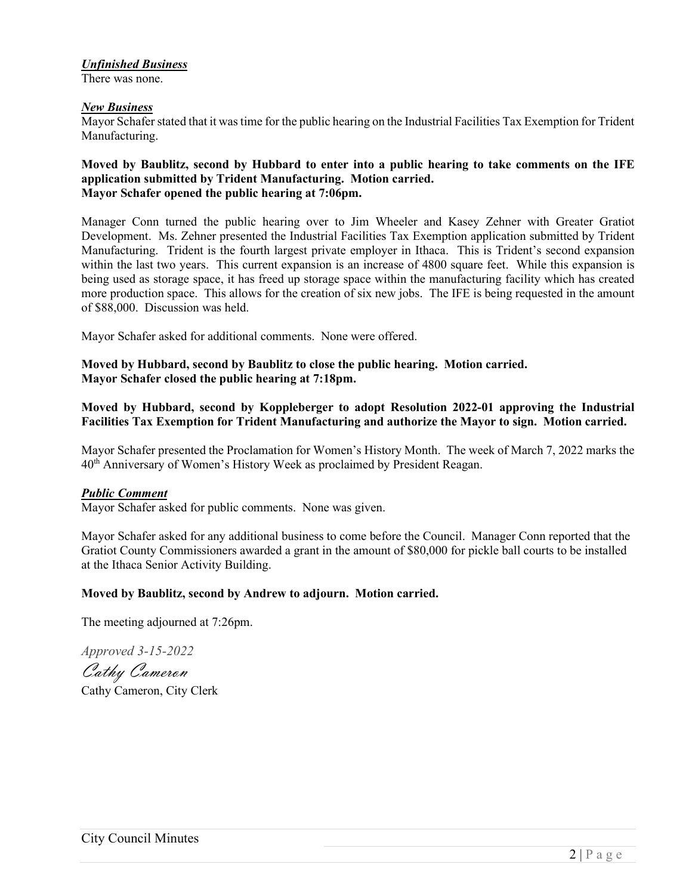***Unfinished Business***

There was none.

***New Business***

Mayor Schafer stated that it was time for the public hearing on the Industrial Facilities Tax Exemption for Trident Manufacturing.

**Moved by Baublitz, second by Hubbard to enter into a public hearing to take comments on the IFE application submitted by Trident Manufacturing. Motion carried.**
**Mayor Schafer opened the public hearing at 7:06pm.**

Manager Conn turned the public hearing over to Jim Wheeler and Kasey Zehner with Greater Gratiot Development. Ms. Zehner presented the Industrial Facilities Tax Exemption application submitted by Trident Manufacturing. Trident is the fourth largest private employer in Ithaca. This is Trident's second expansion within the last two years. This current expansion is an increase of 4800 square feet. While this expansion is being used as storage space, it has freed up storage space within the manufacturing facility which has created more production space. This allows for the creation of six new jobs. The IFE is being requested in the amount of $88,000. Discussion was held.

Mayor Schafer asked for additional comments. None were offered.

**Moved by Hubbard, second by Baublitz to close the public hearing. Motion carried.**
**Mayor Schafer closed the public hearing at 7:18pm.**

**Moved by Hubbard, second by Koppleberger to adopt Resolution 2022-01 approving the Industrial Facilities Tax Exemption for Trident Manufacturing and authorize the Mayor to sign. Motion carried.**

Mayor Schafer presented the Proclamation for Women's History Month. The week of March 7, 2022 marks the 40th Anniversary of Women's History Week as proclaimed by President Reagan.

***Public Comment***

Mayor Schafer asked for public comments. None was given.

Mayor Schafer asked for any additional business to come before the Council. Manager Conn reported that the Gratiot County Commissioners awarded a grant in the amount of $80,000 for pickle ball courts to be installed at the Ithaca Senior Activity Building.

**Moved by Baublitz, second by Andrew to adjourn. Motion carried.**

The meeting adjourned at 7:26pm.

*Approved 3-15-2022*

*Cathy Cameron*
Cathy Cameron, City Clerk